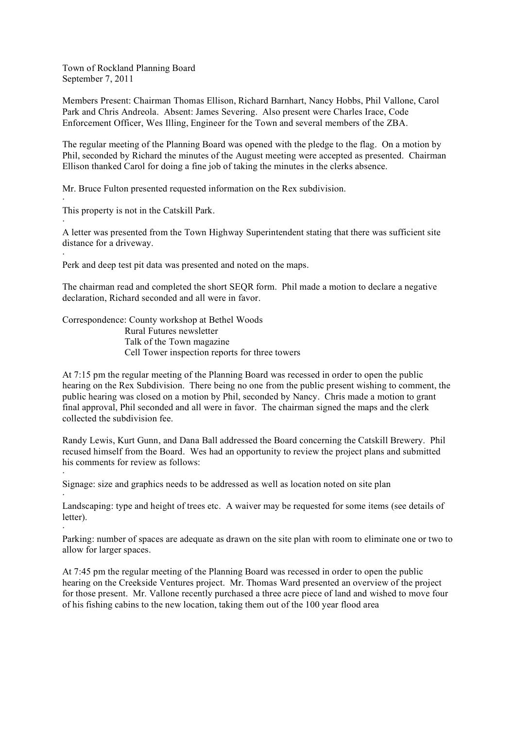Town of Rockland Planning Board
September 7, 2011

Members Present: Chairman Thomas Ellison, Richard Barnhart, Nancy Hobbs, Phil Vallone, Carol Park and Chris Andreola. Absent: James Severing. Also present were Charles Irace, Code Enforcement Officer, Wes Illing, Engineer for the Town and several members of the ZBA.

The regular meeting of the Planning Board was opened with the pledge to the flag. On a motion by Phil, seconded by Richard the minutes of the August meeting were accepted as presented. Chairman Ellison thanked Carol for doing a fine job of taking the minutes in the clerks absence.

Mr. Bruce Fulton presented requested information on the Rex subdivision.

- This property is not in the Catskill Park.
- A letter was presented from the Town Highway Superintendent stating that there was sufficient site distance for a driveway.
- Perk and deep test pit data was presented and noted on the maps.

The chairman read and completed the short SEQR form. Phil made a motion to declare a negative declaration, Richard seconded and all were in favor.

Correspondence: County workshop at Bethel Woods
Rural Futures newsletter
Talk of the Town magazine
Cell Tower inspection reports for three towers

At 7:15 pm the regular meeting of the Planning Board was recessed in order to open the public hearing on the Rex Subdivision. There being no one from the public present wishing to comment, the public hearing was closed on a motion by Phil, seconded by Nancy. Chris made a motion to grant final approval, Phil seconded and all were in favor. The chairman signed the maps and the clerk collected the subdivision fee.

Randy Lewis, Kurt Gunn, and Dana Ball addressed the Board concerning the Catskill Brewery. Phil recused himself from the Board. Wes had an opportunity to review the project plans and submitted his comments for review as follows:

- Signage: size and graphics needs to be addressed as well as location noted on site plan
- Landscaping: type and height of trees etc. A waiver may be requested for some items (see details of letter).
- Parking: number of spaces are adequate as drawn on the site plan with room to eliminate one or two to allow for larger spaces.

At 7:45 pm the regular meeting of the Planning Board was recessed in order to open the public hearing on the Creekside Ventures project. Mr. Thomas Ward presented an overview of the project for those present. Mr. Vallone recently purchased a three acre piece of land and wished to move four of his fishing cabins to the new location, taking them out of the 100 year flood area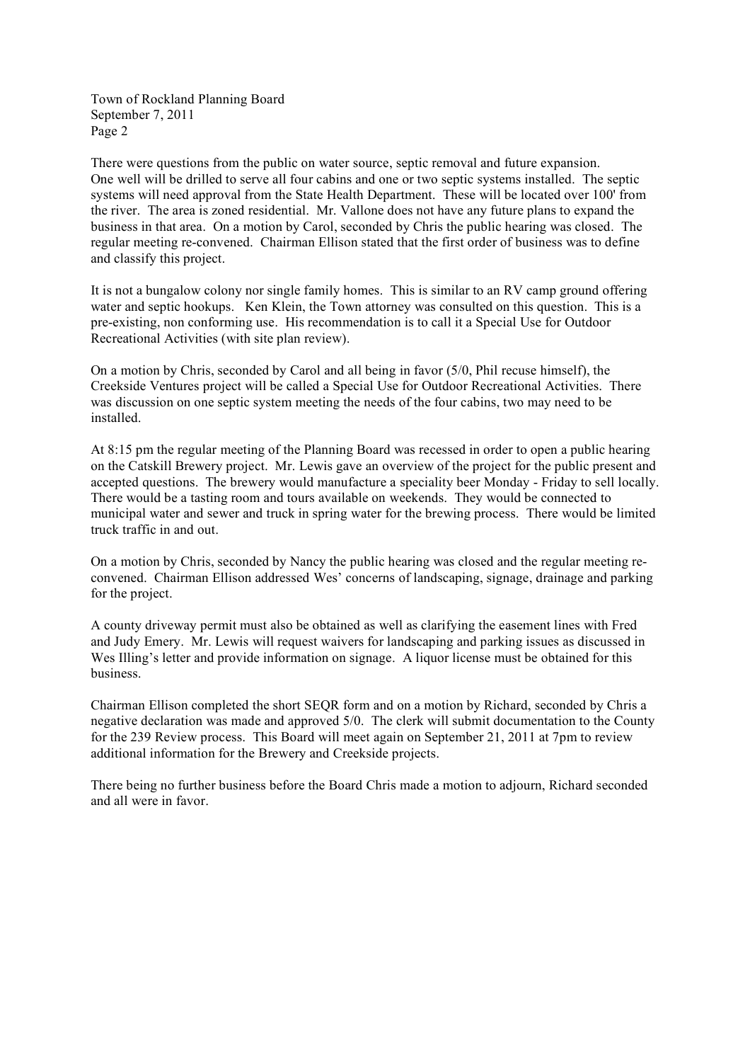There were questions from the public on water source, septic removal and future expansion. One well will be drilled to serve all four cabins and one or two septic systems installed. The septic systems will need approval from the State Health Department. These will be located over 100' from the river. The area is zoned residential. Mr. Vallone does not have any future plans to expand the business in that area. On a motion by Carol, seconded by Chris the public hearing was closed. The regular meeting re-convened. Chairman Ellison stated that the first order of business was to define and classify this project.

It is not a bungalow colony nor single family homes. This is similar to an RV camp ground offering water and septic hookups. Ken Klein, the Town attorney was consulted on this question. This is a pre-existing, non conforming use. His recommendation is to call it a Special Use for Outdoor Recreational Activities (with site plan review).

On a motion by Chris, seconded by Carol and all being in favor (5/0, Phil recuse himself), the Creekside Ventures project will be called a Special Use for Outdoor Recreational Activities. There was discussion on one septic system meeting the needs of the four cabins, two may need to be installed.

At 8:15 pm the regular meeting of the Planning Board was recessed in order to open a public hearing on the Catskill Brewery project. Mr. Lewis gave an overview of the project for the public present and accepted questions. The brewery would manufacture a speciality beer Monday - Friday to sell locally. There would be a tasting room and tours available on weekends. They would be connected to municipal water and sewer and truck in spring water for the brewing process. There would be limited truck traffic in and out.

On a motion by Chris, seconded by Nancy the public hearing was closed and the regular meeting re-convened. Chairman Ellison addressed Wes' concerns of landscaping, signage, drainage and parking for the project.

A county driveway permit must also be obtained as well as clarifying the easement lines with Fred and Judy Emery. Mr. Lewis will request waivers for landscaping and parking issues as discussed in Wes Illing's letter and provide information on signage. A liquor license must be obtained for this business.

Chairman Ellison completed the short SEQR form and on a motion by Richard, seconded by Chris a negative declaration was made and approved 5/0. The clerk will submit documentation to the County for the 239 Review process. This Board will meet again on September 21, 2011 at 7pm to review additional information for the Brewery and Creekside projects.

There being no further business before the Board Chris made a motion to adjourn, Richard seconded and all were in favor.